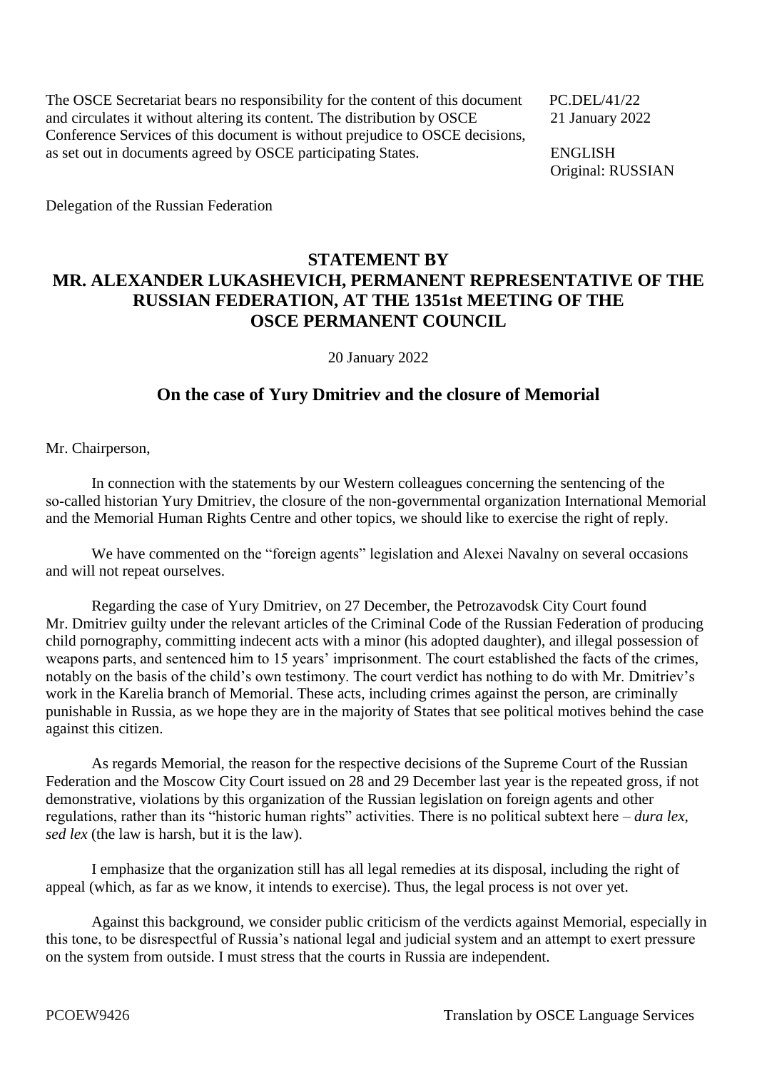The OSCE Secretariat bears no responsibility for the content of this document and circulates it without altering its content. The distribution by OSCE Conference Services of this document is without prejudice to OSCE decisions, as set out in documents agreed by OSCE participating States.

PC.DEL/41/22
21 January 2022

ENGLISH
Original: RUSSIAN

Delegation of the Russian Federation

## STATEMENT BY MR. ALEXANDER LUKASHEVICH, PERMANENT REPRESENTATIVE OF THE RUSSIAN FEDERATION, AT THE 1351st MEETING OF THE OSCE PERMANENT COUNCIL

20 January 2022

### On the case of Yury Dmitriev and the closure of Memorial

Mr. Chairperson,

In connection with the statements by our Western colleagues concerning the sentencing of the so-called historian Yury Dmitriev, the closure of the non-governmental organization International Memorial and the Memorial Human Rights Centre and other topics, we should like to exercise the right of reply.

We have commented on the "foreign agents" legislation and Alexei Navalny on several occasions and will not repeat ourselves.

Regarding the case of Yury Dmitriev, on 27 December, the Petrozavodsk City Court found Mr. Dmitriev guilty under the relevant articles of the Criminal Code of the Russian Federation of producing child pornography, committing indecent acts with a minor (his adopted daughter), and illegal possession of weapons parts, and sentenced him to 15 years' imprisonment. The court established the facts of the crimes, notably on the basis of the child's own testimony. The court verdict has nothing to do with Mr. Dmitriev's work in the Karelia branch of Memorial. These acts, including crimes against the person, are criminally punishable in Russia, as we hope they are in the majority of States that see political motives behind the case against this citizen.

As regards Memorial, the reason for the respective decisions of the Supreme Court of the Russian Federation and the Moscow City Court issued on 28 and 29 December last year is the repeated gross, if not demonstrative, violations by this organization of the Russian legislation on foreign agents and other regulations, rather than its "historic human rights" activities. There is no political subtext here – *dura lex, sed lex* (the law is harsh, but it is the law).

I emphasize that the organization still has all legal remedies at its disposal, including the right of appeal (which, as far as we know, it intends to exercise). Thus, the legal process is not over yet.

Against this background, we consider public criticism of the verdicts against Memorial, especially in this tone, to be disrespectful of Russia's national legal and judicial system and an attempt to exert pressure on the system from outside. I must stress that the courts in Russia are independent.

PCOEW9426 Translation by OSCE Language Services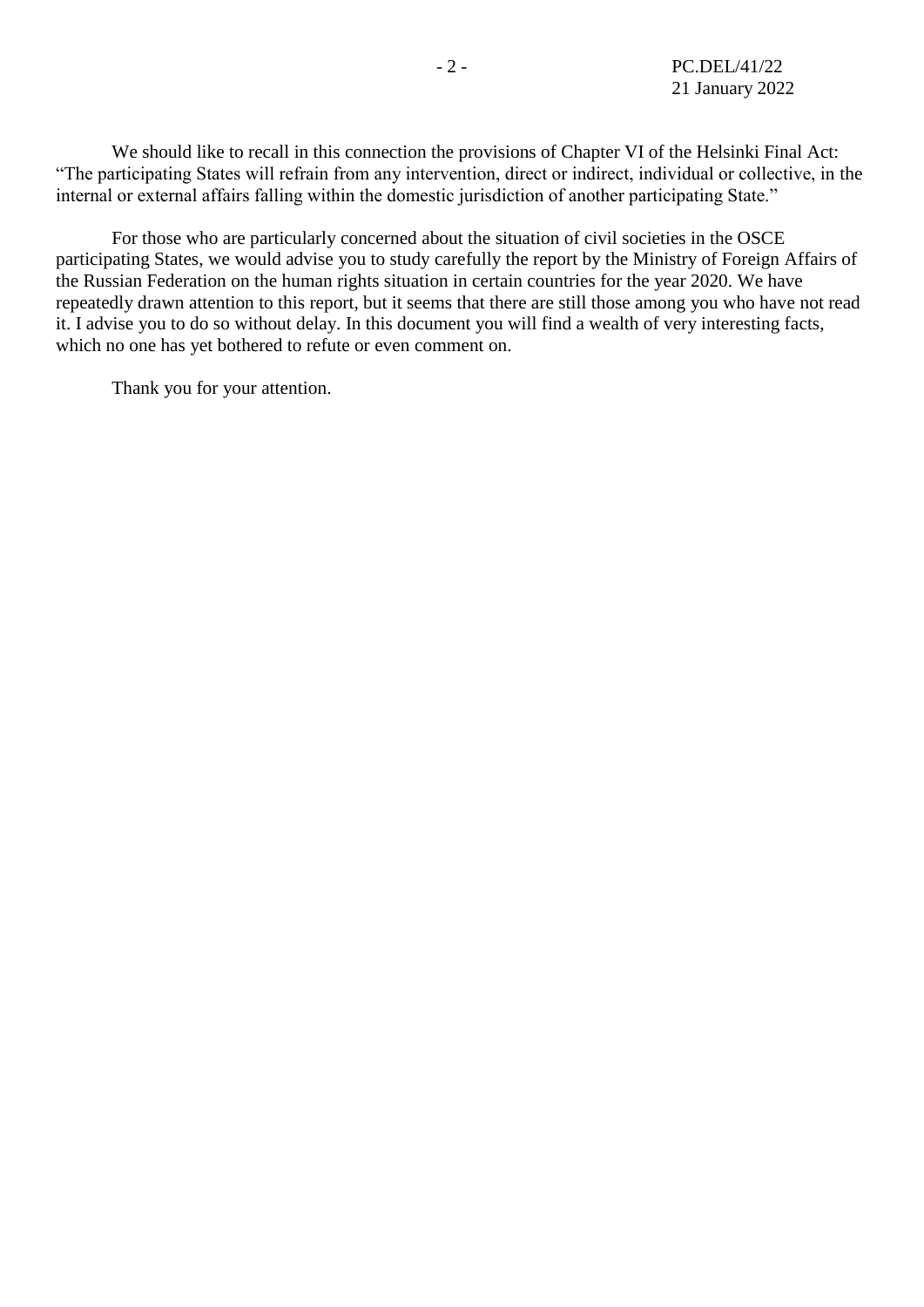We should like to recall in this connection the provisions of Chapter VI of the Helsinki Final Act: "The participating States will refrain from any intervention, direct or indirect, individual or collective, in the internal or external affairs falling within the domestic jurisdiction of another participating State."

For those who are particularly concerned about the situation of civil societies in the OSCE participating States, we would advise you to study carefully the report by the Ministry of Foreign Affairs of the Russian Federation on the human rights situation in certain countries for the year 2020. We have repeatedly drawn attention to this report, but it seems that there are still those among you who have not read it. I advise you to do so without delay. In this document you will find a wealth of very interesting facts, which no one has yet bothered to refute or even comment on.

Thank you for your attention.